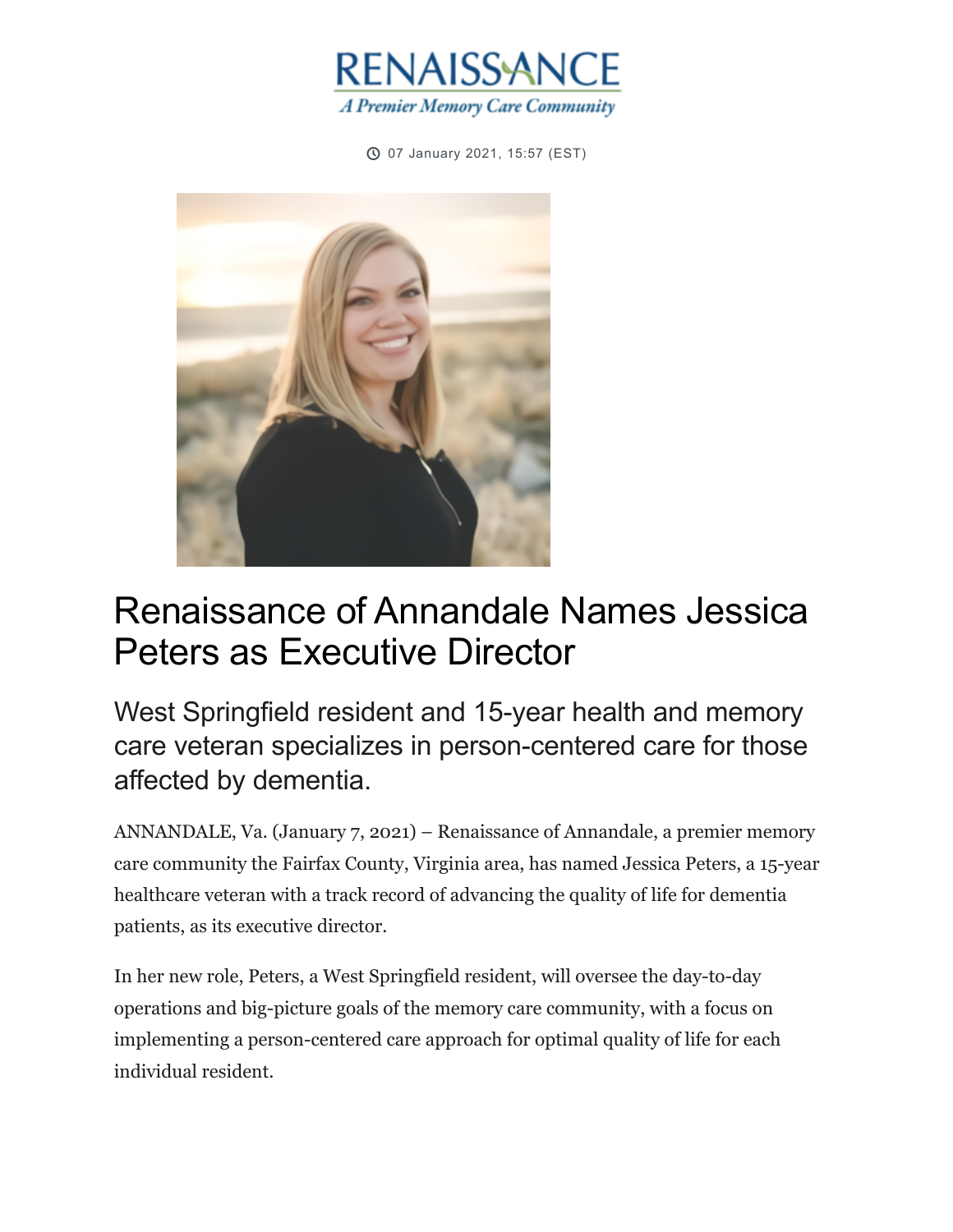RENAISSANCE

*A Premier Memory Care Community*

07 January 2021, 15:57 (EST)

# Renaissance of Annandale Names Jessica Peters as Executive Director

## West Springfield resident and 15-year health and memory care veteran specializes in person-centered care for those affected by dementia.

ANNANDALE, Va. (January 7, 2021) – Renaissance of Annandale, a premier memory care community the Fairfax County, Virginia area, has named Jessica Peters, a 15-year healthcare veteran with a track record of advancing the quality of life for dementia patients, as its executive director.

In her new role, Peters, a West Springfield resident, will oversee the day-to-day operations and big-picture goals of the memory care community, with a focus on implementing a person-centered care approach for optimal quality of life for each individual resident.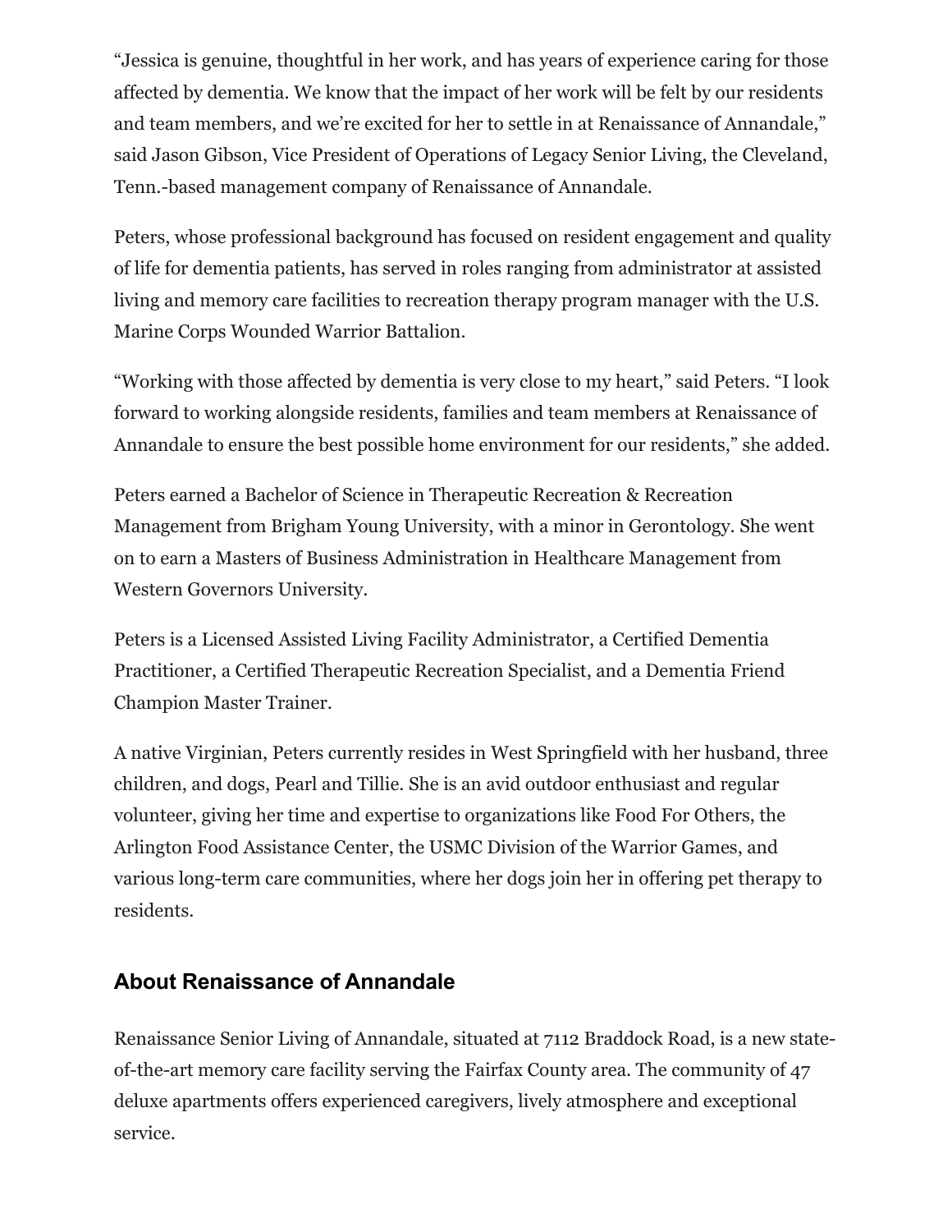"Jessica is genuine, thoughtful in her work, and has years of experience caring for those affected by dementia. We know that the impact of her work will be felt by our residents and team members, and we're excited for her to settle in at Renaissance of Annandale," said Jason Gibson, Vice President of Operations of Legacy Senior Living, the Cleveland, Tenn.-based management company of Renaissance of Annandale.

Peters, whose professional background has focused on resident engagement and quality of life for dementia patients, has served in roles ranging from administrator at assisted living and memory care facilities to recreation therapy program manager with the U.S. Marine Corps Wounded Warrior Battalion.

"Working with those affected by dementia is very close to my heart," said Peters. "I look forward to working alongside residents, families and team members at Renaissance of Annandale to ensure the best possible home environment for our residents," she added.

Peters earned a Bachelor of Science in Therapeutic Recreation & Recreation Management from Brigham Young University, with a minor in Gerontology. She went on to earn a Masters of Business Administration in Healthcare Management from Western Governors University.

Peters is a Licensed Assisted Living Facility Administrator, a Certified Dementia Practitioner, a Certified Therapeutic Recreation Specialist, and a Dementia Friend Champion Master Trainer.

A native Virginian, Peters currently resides in West Springfield with her husband, three children, and dogs, Pearl and Tillie. She is an avid outdoor enthusiast and regular volunteer, giving her time and expertise to organizations like Food For Others, the Arlington Food Assistance Center, the USMC Division of the Warrior Games, and various long-term care communities, where her dogs join her in offering pet therapy to residents.

## About Renaissance of Annandale

Renaissance Senior Living of Annandale, situated at 7112 Braddock Road, is a new state-of-the-art memory care facility serving the Fairfax County area. The community of 47 deluxe apartments offers experienced caregivers, lively atmosphere and exceptional service.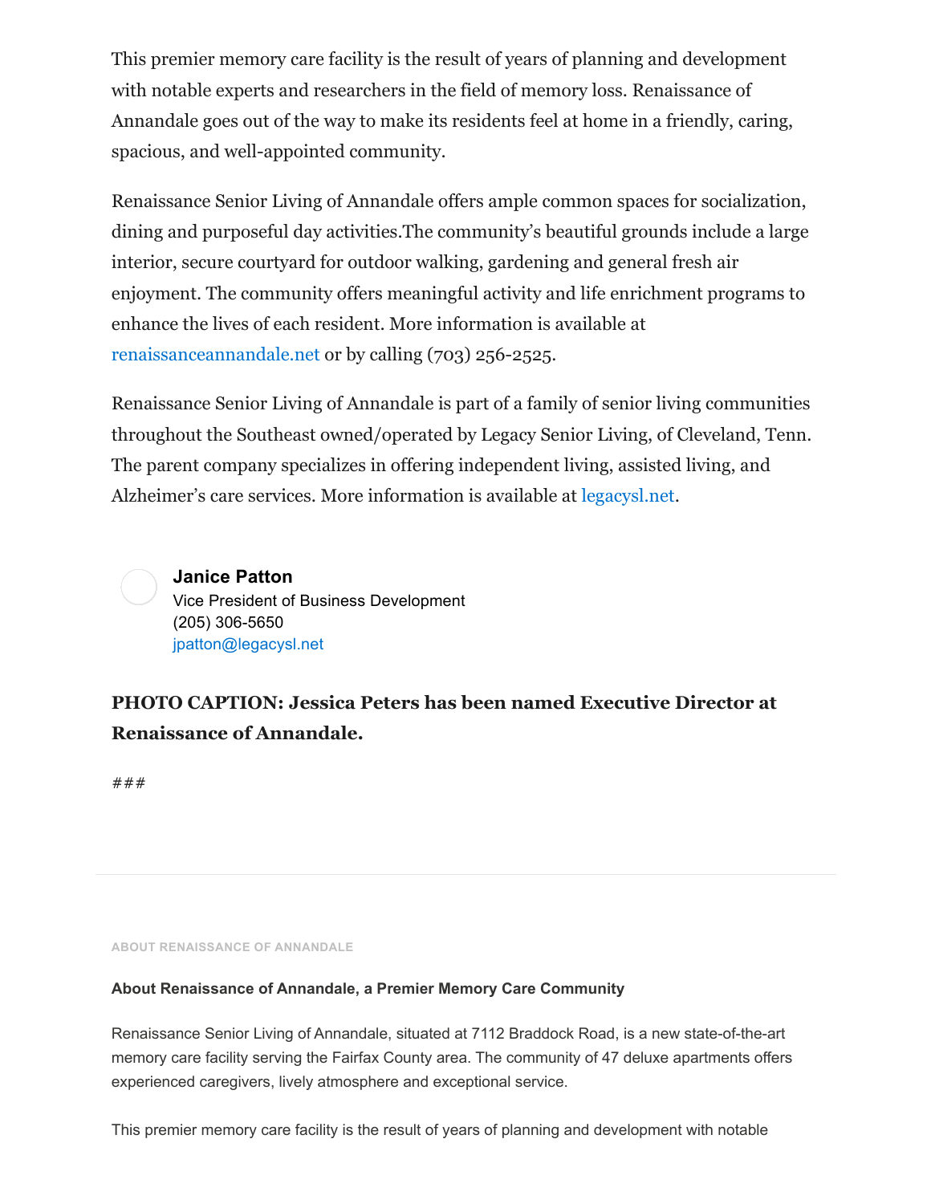This premier memory care facility is the result of years of planning and development with notable experts and researchers in the field of memory loss. Renaissance of Annandale goes out of the way to make its residents feel at home in a friendly, caring, spacious, and well-appointed community.

Renaissance Senior Living of Annandale offers ample common spaces for socialization, dining and purposeful day activities.The community's beautiful grounds include a large interior, secure courtyard for outdoor walking, gardening and general fresh air enjoyment. The community offers meaningful activity and life enrichment programs to enhance the lives of each resident. More information is available at renaissanceannandale.net or by calling (703) 256-2525.

Renaissance Senior Living of Annandale is part of a family of senior living communities throughout the Southeast owned/operated by Legacy Senior Living, of Cleveland, Tenn. The parent company specializes in offering independent living, assisted living, and Alzheimer's care services. More information is available at legacysl.net.

**Janice Patton**
Vice President of Business Development
(205) 306-5650
jpatton@legacysl.net

**PHOTO CAPTION: Jessica Peters has been named Executive Director at Renaissance of Annandale.**

###

---

ABOUT RENAISSANCE OF ANNANDALE

**About Renaissance of Annandale, a Premier Memory Care Community**

Renaissance Senior Living of Annandale, situated at 7112 Braddock Road, is a new state-of-the-art memory care facility serving the Fairfax County area. The community of 47 deluxe apartments offers experienced caregivers, lively atmosphere and exceptional service.

This premier memory care facility is the result of years of planning and development with notable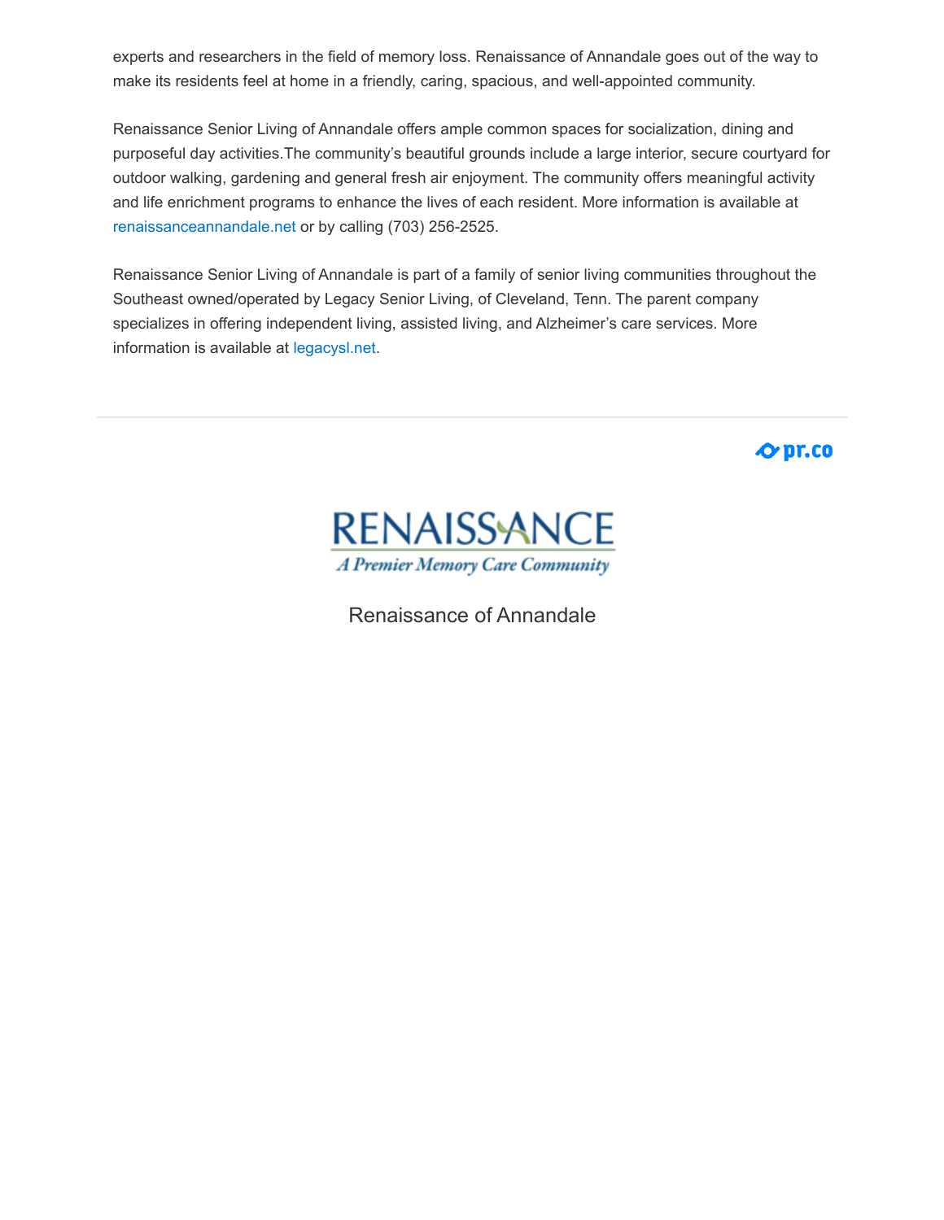experts and researchers in the field of memory loss. Renaissance of Annandale goes out of the way to make its residents feel at home in a friendly, caring, spacious, and well-appointed community.

Renaissance Senior Living of Annandale offers ample common spaces for socialization, dining and purposeful day activities.The community's beautiful grounds include a large interior, secure courtyard for outdoor walking, gardening and general fresh air enjoyment. The community offers meaningful activity and life enrichment programs to enhance the lives of each resident. More information is available at renaissanceannandale.net or by calling (703) 256-2525.

Renaissance Senior Living of Annandale is part of a family of senior living communities throughout the Southeast owned/operated by Legacy Senior Living, of Cleveland, Tenn. The parent company specializes in offering independent living, assisted living, and Alzheimer's care services. More information is available at legacysl.net.

---

pr.co

RENAISSANCE

*A Premier Memory Care Community*

Renaissance of Annandale